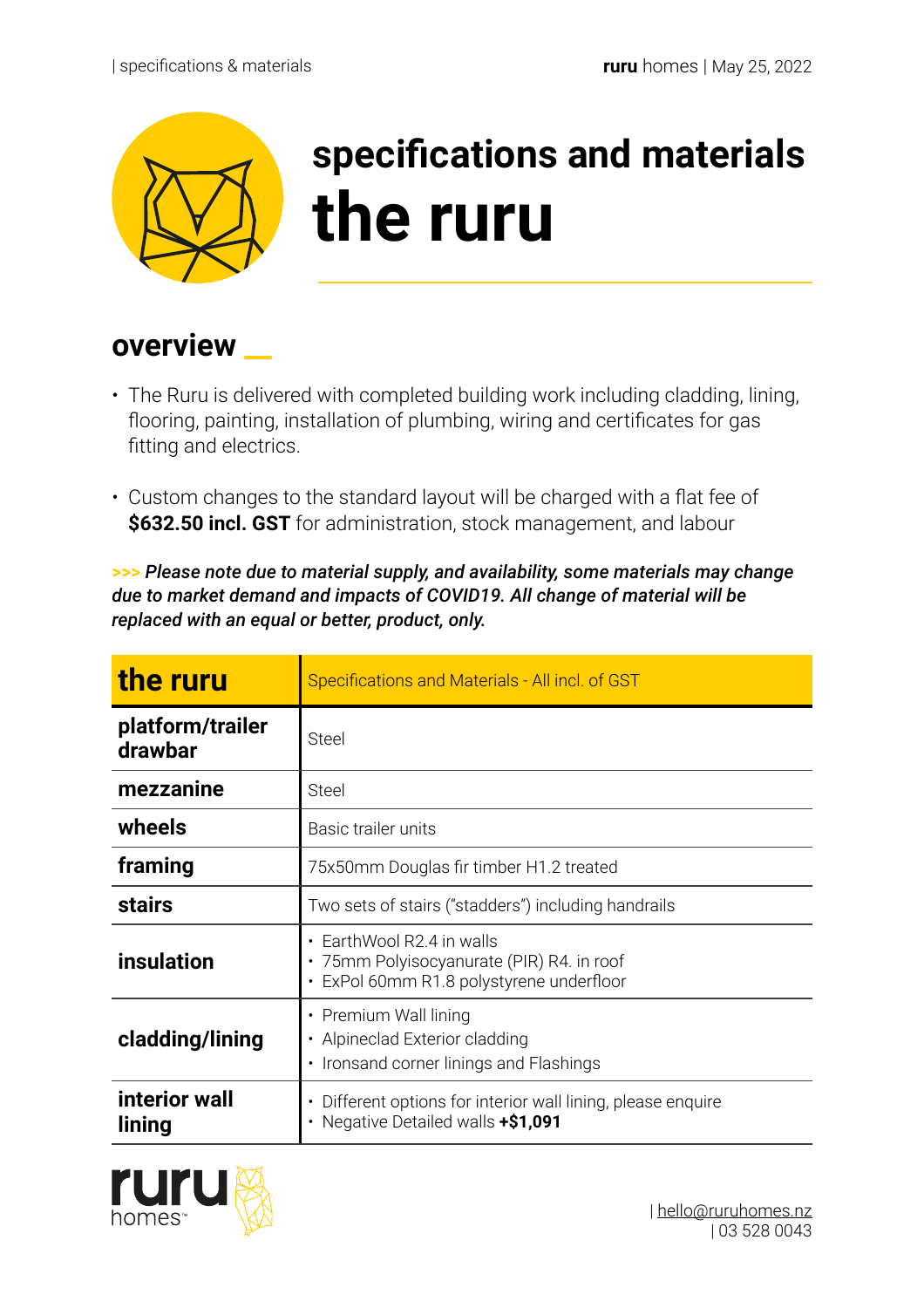# specifications and materials
# the ruru

## overview

- The Ruru is delivered with completed building work including cladding, lining, flooring, painting, installation of plumbing, wiring and certificates for gas fitting and electrics.
- Custom changes to the standard layout will be charged with a flat fee of **$632.50 incl. GST** for administration, stock management, and labour

***>>> Please note due to material supply, and availability, some materials may change due to market demand and impacts of COVID19. All change of material will be replaced with an equal or better, product, only.***

| the ruru | Specifications and Materials - All incl. of GST |
|---|---|
| **platform/trailer drawbar** | Steel |
| **mezzanine** | Steel |
| **wheels** | Basic trailer units |
| **framing** | 75x50mm Douglas fir timber H1.2 treated |
| **stairs** | Two sets of stairs ("stadders") including handrails |
| **insulation** | • EarthWool R2.4 in walls<br>• 75mm Polyisocyanurate (PIR) R4. in roof<br>• ExPol 60mm R1.8 polystyrene underfloor |
| **cladding/lining** | • Premium Wall lining<br>• Alpineclad Exterior cladding<br>• Ironsand corner linings and Flashings |
| **interior wall lining** | • Different options for interior wall lining, please enquire<br>• Negative Detailed walls **+$1,091** |

| hello@ruruhomes.nz
| 03 528 0043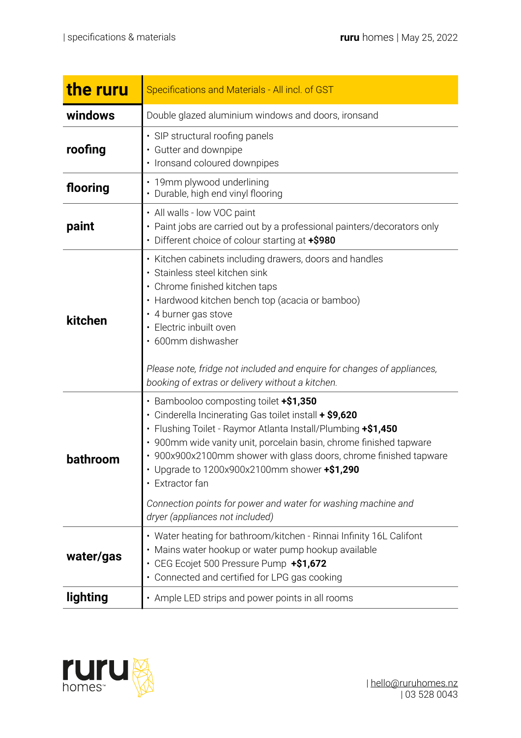| the ruru | Specifications and Materials - All incl. of GST |
|---|---|
| **windows** | Double glazed aluminium windows and doors, ironsand |
| **roofing** | • SIP structural roofing panels<br>• Gutter and downpipe<br>• Ironsand coloured downpipes |
| **flooring** | • 19mm plywood underlining<br>• Durable, high end vinyl flooring |
| **paint** | • All walls - low VOC paint<br>• Paint jobs are carried out by a professional painters/decorators only<br>• Different choice of colour starting at **+$980** |
| **kitchen** | • Kitchen cabinets including drawers, doors and handles<br>• Stainless steel kitchen sink<br>• Chrome finished kitchen taps<br>• Hardwood kitchen bench top (acacia or bamboo)<br>• 4 burner gas stove<br>• Electric inbuilt oven<br>• 600mm dishwasher<br><br>*Please note, fridge not included and enquire for changes of appliances, booking of extras or delivery without a kitchen.* |
| **bathroom** | • Bambooloo composting toilet **+$1,350**<br>• Cinderella Incinerating Gas toilet install **+ $9,620**<br>• Flushing Toilet - Raymor Atlanta Install/Plumbing **+$1,450**<br>• 900mm wide vanity unit, porcelain basin, chrome finished tapware<br>• 900x900x2100mm shower with glass doors, chrome finished tapware<br>• Upgrade to 1200x900x2100mm shower **+$1,290**<br>• Extractor fan<br><br>*Connection points for power and water for washing machine and dryer (appliances not included)* |
| **water/gas** | • Water heating for bathroom/kitchen - Rinnai Infinity 16L Califont<br>• Mains water hookup or water pump hookup available<br>• CEG Ecojet 500 Pressure Pump **+$1,672**<br>• Connected and certified for LPG gas cooking |
| **lighting** | • Ample LED strips and power points in all rooms |

ruru homes™

| hello@ruruhomes.nz
| 03 528 0043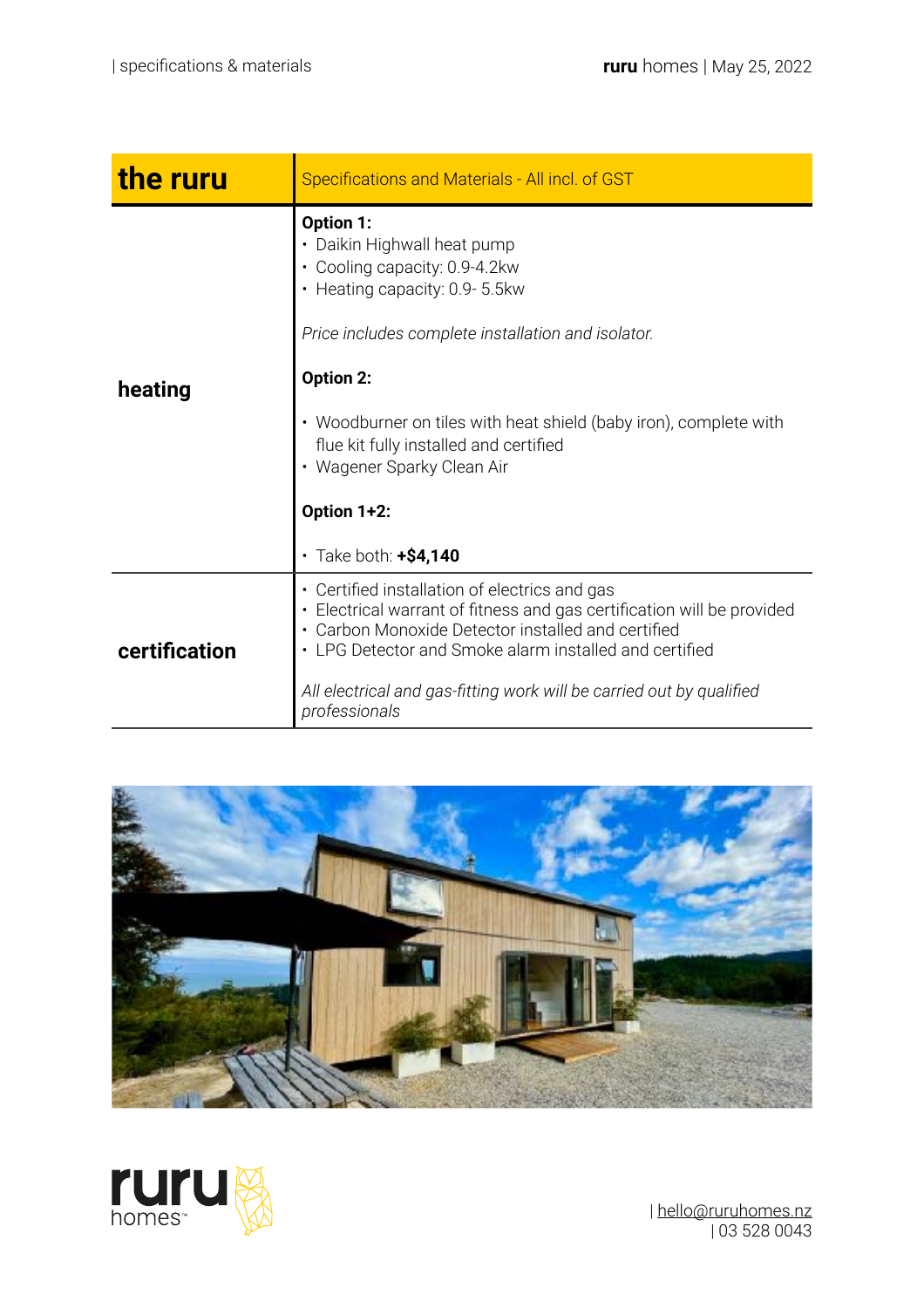| the ruru | Specifications and Materials - All incl. of GST |
|---|---|
| **heating** | **Option 1:**<br>• Daikin Highwall heat pump<br>• Cooling capacity: 0.9-4.2kw<br>• Heating capacity: 0.9- 5.5kw<br><br>*Price includes complete installation and isolator.*<br><br>**Option 2:**<br><br>• Woodburner on tiles with heat shield (baby iron), complete with flue kit fully installed and certified<br>• Wagener Sparky Clean Air<br><br>**Option 1+2:**<br><br>• Take both: **+$4,140** |
| **certification** | • Certified installation of electrics and gas<br>• Electrical warrant of fitness and gas certification will be provided<br>• Carbon Monoxide Detector installed and certified<br>• LPG Detector and Smoke alarm installed and certified<br><br>*All electrical and gas-fitting work will be carried out by qualified professionals* |

| hello@ruruhomes.nz
| 03 528 0043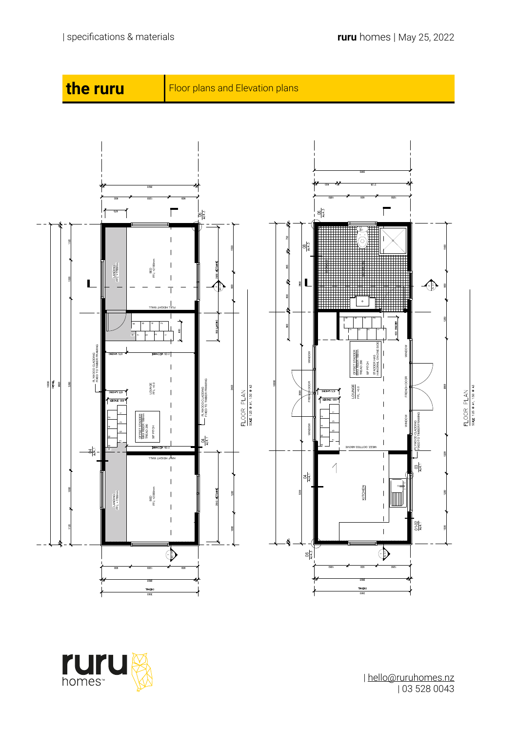## the ruru

Floor plans and Elevation plans

LANDING
FFL +1780mm

BED
FFL +2180mm

FULL HEIGHT WALL

LOUNGE
FFL +0.0

OFFSET STAIDDER
MAX RISER 198mm
TREAD 250
58° PITCH

PLYWOOD CLADDING
FIXED TO TIMBER FRAMING

HALF HEIGHT WALL

LANDING
FFL +1780mm

BED
FFL +2180mm

FLOOR PLAN
SCALE 1:25 @ A1, 1:50 @ A3

WINDOW

FRENCH DOOR

LOUNGE
FFL +0.0

OFFSET STAIDDER
MAX RISER 198mm
TREAD 250
58° PITCH

STAIDDER HAS
HANDRAIL ON ONE SIDE

MEZZ DOTTED ABOVE

KITCHEN

PLYWOOD CLADDING
FIXED TO TIMBER FRAMING

FLOOR PLAN
SCALE 1:25 @ A1, 1:50 @ A3

| hello@ruruhomes.nz
| 03 528 0043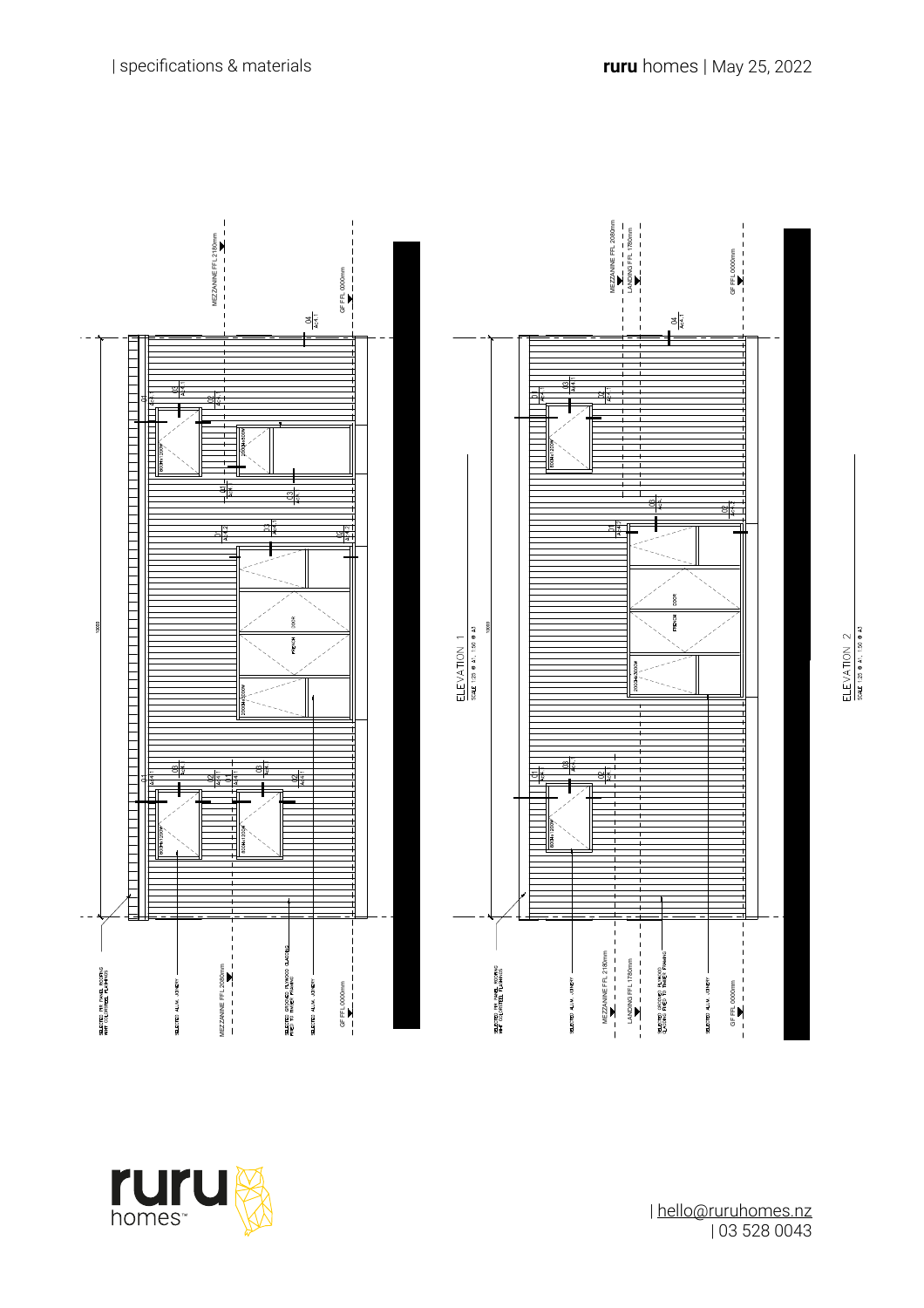ELEVATION 1

SCALE 1:25 @ A1, 1:50 @ A3

SELECTED PRE PAINTED ROOFING WITH COLOURSTEEL FLASHINGS

SELECTED ALUM. JOINERY

MEZZANINE FFL 2080mm

SELECTED GROOVED PLYWOOD CLADDING FIXED TO TIMBER FRAMING

SELECTED ALUM. JOINERY

GF FFL 0000mm

MEZZANINE FFL 2180mm

FRENCH DOOR

ELEVATION 2

SCALE 1:25 @ A1, 1:50 @ A3

SELECTED PRE PAINTED ROOFING WITH COLOURSTEEL FLASHINGS

SELECTED ALUM. JOINERY

MEZZANINE FFL 2180mm

LANDING FFL 1780mm

SELECTED GROOVED PLYWOOD CLADDING FIXED TO TIMBER FRAMING

SELECTED ALUM. JOINERY

GF FFL 0000mm

MEZZANINE FFL 2080mm

LANDING FFL 1780mm

FRENCH DOOR

| hello@ruruhomes.nz
| 03 528 0043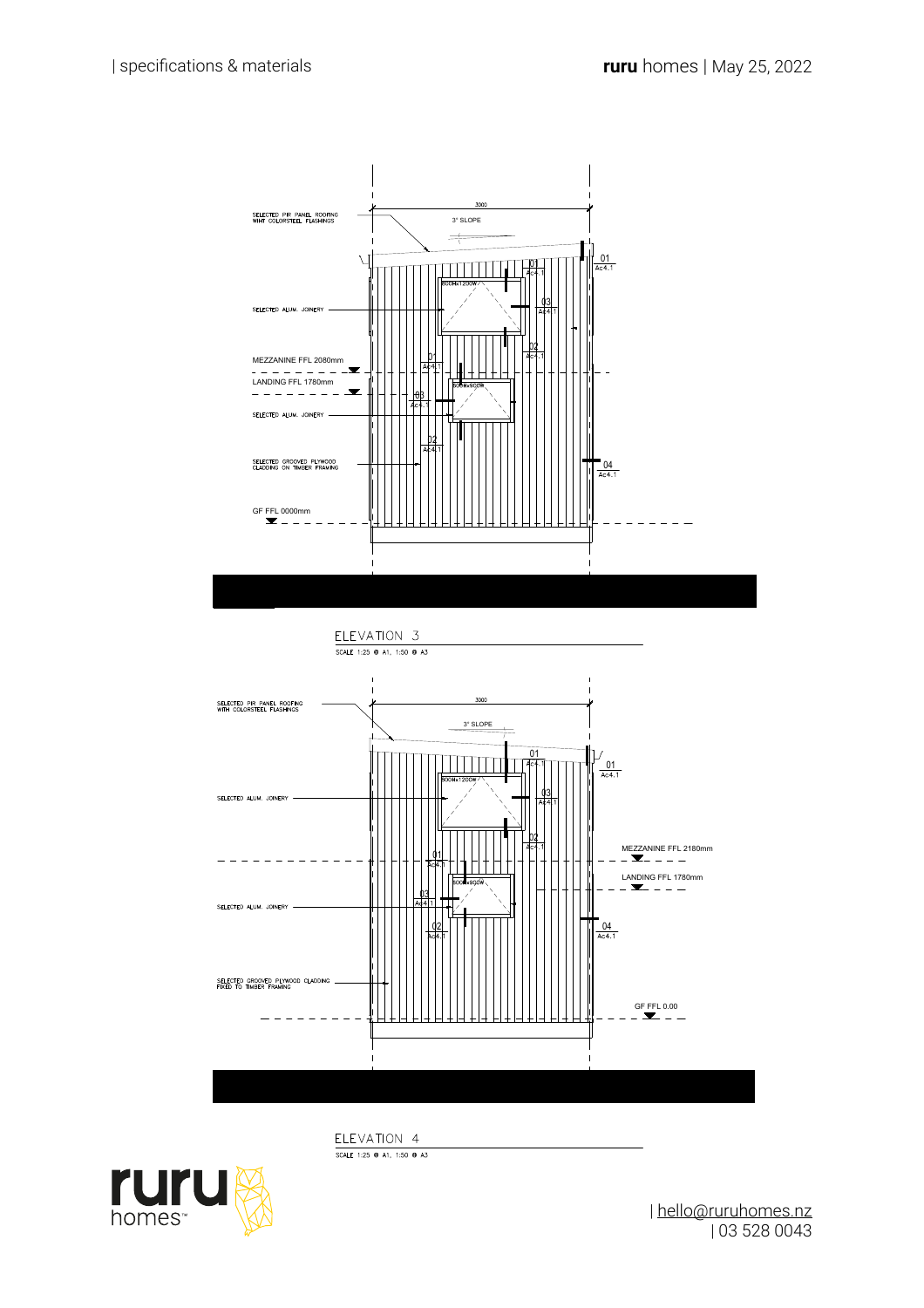SELECTED PIR PANEL ROOFING WIHT COLORSTEEL FLASHINGS

3000

3° SLOPE

01 Ac4.1

01 Ac4.1

600Hx1200W

03 Ac4.1

SELECTED ALUM. JOINERY

02 Ac4.1

MEZZANINE FFL 2080mm

01 Ac4.1

LANDING FFL 1780mm

600Hx600W

03 Ac4.1

SELECTED ALUM. JOINERY

02 Ac4.1

SELECTED GROOVED PLYWOOD CLADDING ON TIMBER FRAMING

04 Ac4.1

GF FFL 0000mm

ELEVATION 3

SCALE 1:25 @ A1, 1:50 @ A3

SELECTED PIR PANEL ROOFING WITH COLORSTEEL FLASHINGS

3000

3° SLOPE

01 Ac4.1

01 Ac4.1

600Hx1200W

03 Ac4.1

SELECTED ALUM. JOINERY

02 Ac4.1

MEZZANINE FFL 2180mm

01 Ac4.1

LANDING FFL 1780mm

600Hx900W

03 Ac4.1

SELECTED ALUM. JOINERY

02 Ac4.1

04 Ac4.1

SELECTED GROOVED PLYWOOD CLADDING FIXED TO TIMBER FRAMING

GF FFL 0.00

ELEVATION 4

SCALE 1:25 @ A1, 1:50 @ A3

| hello@ruruhomes.nz
| 03 528 0043